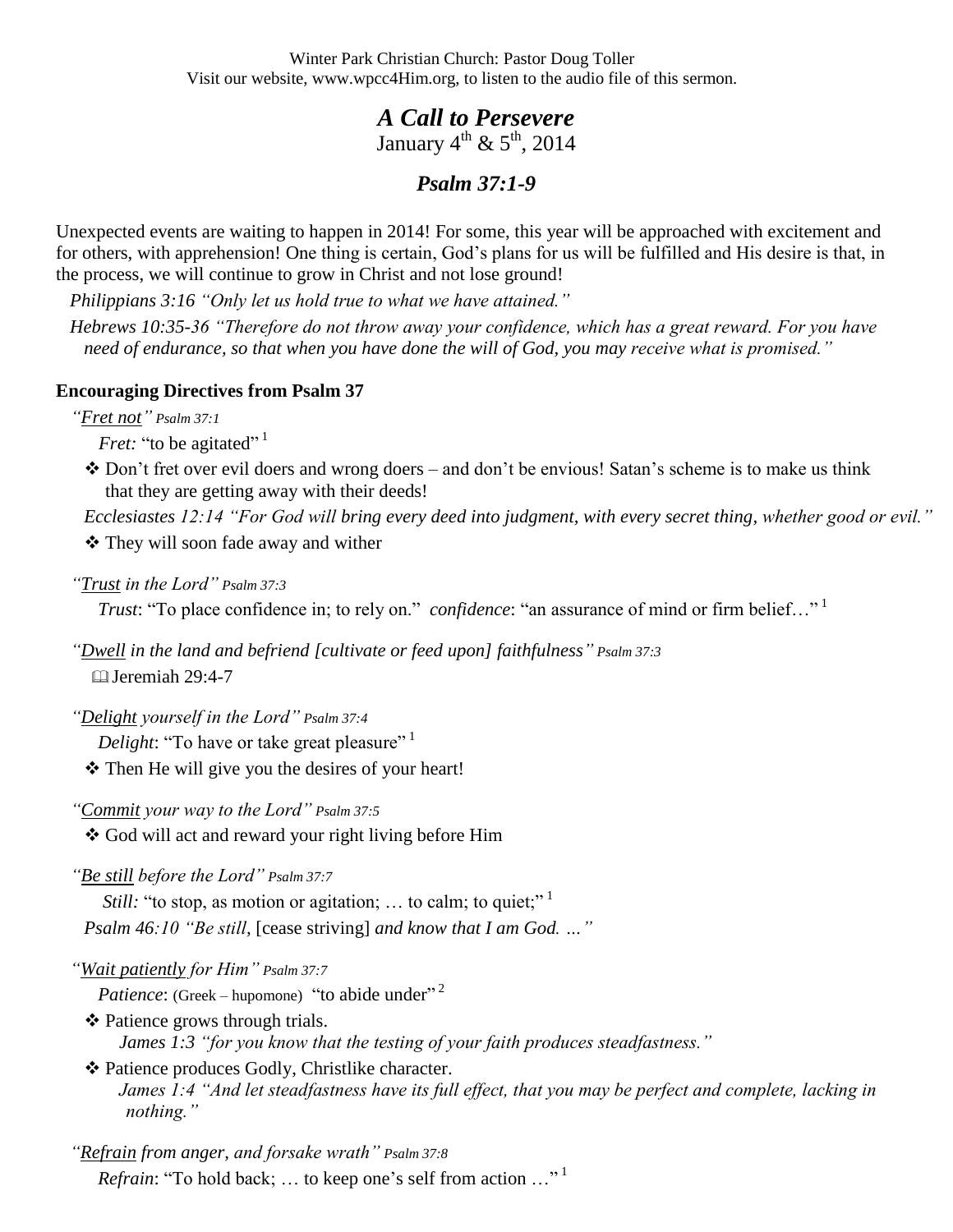Winter Park Christian Church: Pastor Doug Toller
Visit our website, www.wpcc4Him.org, to listen to the audio file of this sermon.

# *A Call to Persevere*

January 4th & 5th, 2014

## *Psalm 37:1-9*

Unexpected events are waiting to happen in 2014! For some, this year will be approached with excitement and for others, with apprehension! One thing is certain, God's plans for us will be fulfilled and His desire is that, in the process, we will continue to grow in Christ and not lose ground!

*Philippians 3:16 "Only let us hold true to what we have attained."*

*Hebrews 10:35-36 "Therefore do not throw away your confidence, which has a great reward. For you have need of endurance, so that when you have done the will of God, you may receive what is promised."*

### Encouraging Directives from Psalm 37

*"Fret not" Psalm 37:1*

*Fret:* "to be agitated" [1]

- ❖ Don't fret over evil doers and wrong doers – and don't be envious! Satan's scheme is to make us think that they are getting away with their deeds!

*Ecclesiastes 12:14 "For God will bring every deed into judgment, with every secret thing, whether good or evil."*

- ❖ They will soon fade away and wither

*"Trust in the Lord" Psalm 37:3*

*Trust*: "To place confidence in; to rely on." *confidence*: "an assurance of mind or firm belief…" [1]

*"Dwell in the land and befriend [cultivate or feed upon] faithfulness" Psalm 37:3*

📖 Jeremiah 29:4-7

*"Delight yourself in the Lord" Psalm 37:4*

*Delight*: "To have or take great pleasure" [1]

- ❖ Then He will give you the desires of your heart!

*"Commit your way to the Lord" Psalm 37:5*

- ❖ God will act and reward your right living before Him

*"Be still before the Lord" Psalm 37:7*

*Still:* "to stop, as motion or agitation; … to calm; to quiet;" [1]

*Psalm 46:10 "Be still,* [cease striving] *and know that I am God. …"*

*"Wait patiently for Him" Psalm 37:7*

*Patience*: (Greek – hupomone) "to abide under" [2]

- ❖ Patience grows through trials.
  *James 1:3 "for you know that the testing of your faith produces steadfastness."*
- ❖ Patience produces Godly, Christlike character.
  *James 1:4 "And let steadfastness have its full effect, that you may be perfect and complete, lacking in nothing."*

*"Refrain from anger, and forsake wrath" Psalm 37:8*

*Refrain*: "To hold back; … to keep one's self from action …" [1]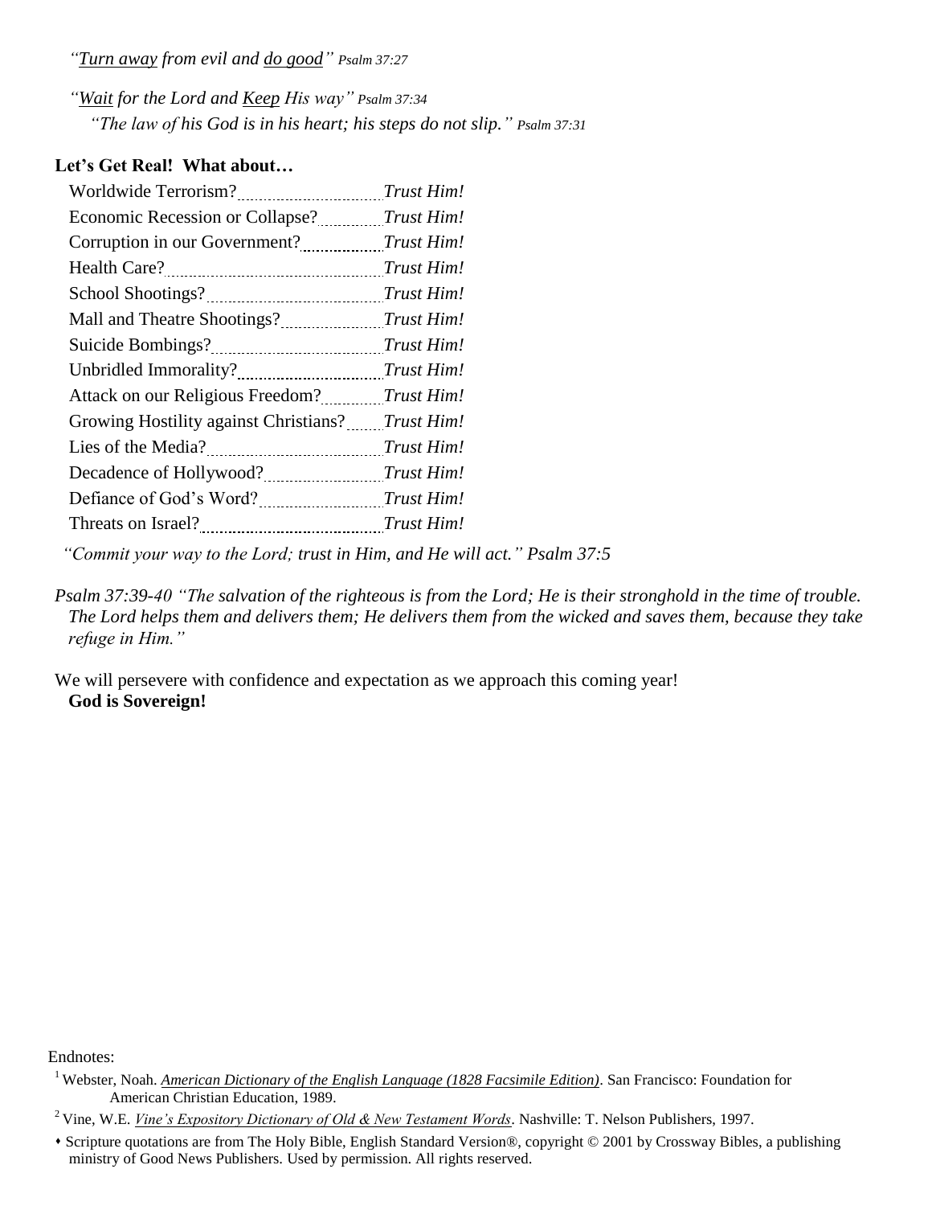*"<u>Turn away</u> from evil and <u>do good</u>" Psalm 37:27*

*"<u>Wait</u> for the Lord and <u>Keep</u> His way" Psalm 37:34*

*"The law of his God is in his heart; his steps do not slip." Psalm 37:31*

**Let's Get Real! What about…**

| | |
|---|---|
| Worldwide Terrorism? | *Trust Him!* |
| Economic Recession or Collapse? | *Trust Him!* |
| Corruption in our Government? | *Trust Him!* |
| Health Care? | *Trust Him!* |
| School Shootings? | *Trust Him!* |
| Mall and Theatre Shootings? | *Trust Him!* |
| Suicide Bombings? | *Trust Him!* |
| Unbridled Immorality? | *Trust Him!* |
| Attack on our Religious Freedom? | *Trust Him!* |
| Growing Hostility against Christians? | *Trust Him!* |
| Lies of the Media? | *Trust Him!* |
| Decadence of Hollywood? | *Trust Him!* |
| Defiance of God's Word? | *Trust Him!* |
| Threats on Israel? | *Trust Him!* |

*"Commit your way to the Lord; trust in Him, and He will act." Psalm 37:5*

*Psalm 37:39-40 "The salvation of the righteous is from the Lord; He is their stronghold in the time of trouble. The Lord helps them and delivers them; He delivers them from the wicked and saves them, because they take refuge in Him."*

We will persevere with confidence and expectation as we approach this coming year!
**God is Sovereign!**

Endnotes:

[1] Webster, Noah. *<u>American Dictionary of the English Language (1828 Facsimile Edition)</u>*. San Francisco: Foundation for American Christian Education, 1989.

[2] Vine, W.E. *<u>Vine's Expository Dictionary of Old & New Testament Words</u>*. Nashville: T. Nelson Publishers, 1997.

• Scripture quotations are from The Holy Bible, English Standard Version®, copyright © 2001 by Crossway Bibles, a publishing ministry of Good News Publishers. Used by permission. All rights reserved.